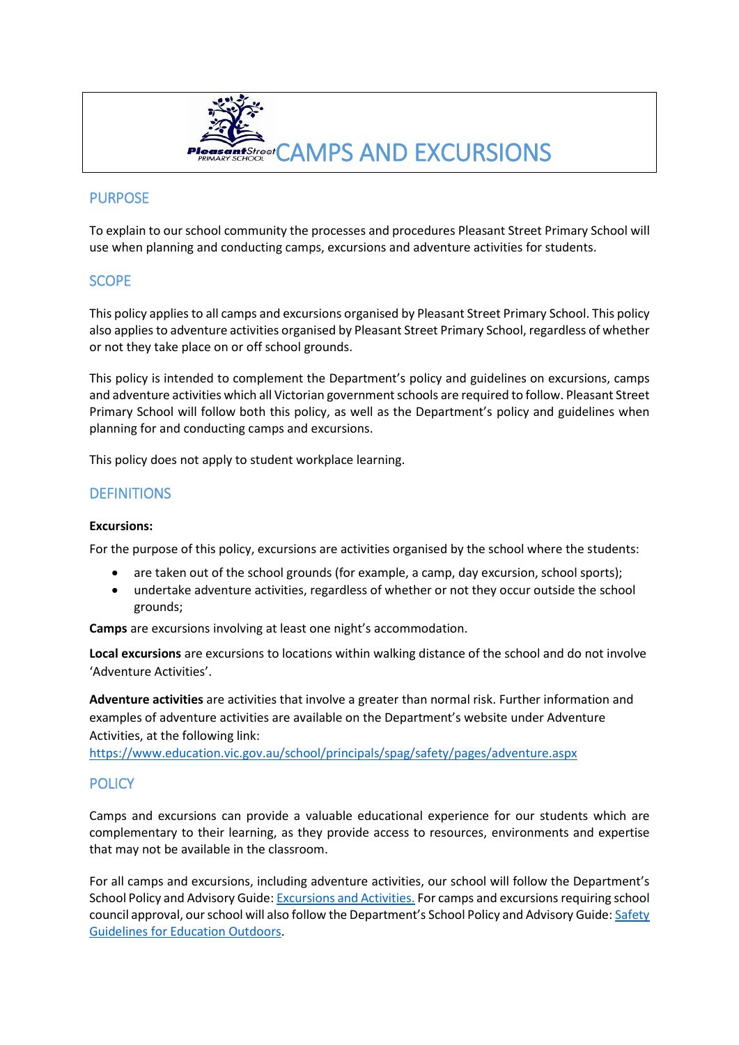# CAMPS AND EXCURSIONS

## PURPOSE

To explain to our school community the processes and procedures Pleasant Street Primary School will use when planning and conducting camps, excursions and adventure activities for students.

## SCOPE

This policy applies to all camps and excursions organised by Pleasant Street Primary School. This policy also applies to adventure activities organised by Pleasant Street Primary School, regardless of whether or not they take place on or off school grounds.

This policy is intended to complement the Department's policy and guidelines on excursions, camps and adventure activities which all Victorian government schools are required to follow. Pleasant Street Primary School will follow both this policy, as well as the Department's policy and guidelines when planning for and conducting camps and excursions.

This policy does not apply to student workplace learning.

## DEFINITIONS

**Excursions:**

For the purpose of this policy, excursions are activities organised by the school where the students:

- are taken out of the school grounds (for example, a camp, day excursion, school sports);
- undertake adventure activities, regardless of whether or not they occur outside the school grounds;

**Camps** are excursions involving at least one night's accommodation.

**Local excursions** are excursions to locations within walking distance of the school and do not involve 'Adventure Activities'.

**Adventure activities** are activities that involve a greater than normal risk. Further information and examples of adventure activities are available on the Department's website under Adventure Activities, at the following link:
[https://www.education.vic.gov.au/school/principals/spag/safety/pages/adventure.aspx](https://www.education.vic.gov.au/school/principals/spag/safety/pages/adventure.aspx)

## POLICY

Camps and excursions can provide a valuable educational experience for our students which are complementary to their learning, as they provide access to resources, environments and expertise that may not be available in the classroom.

For all camps and excursions, including adventure activities, our school will follow the Department's School Policy and Advisory Guide: [Excursions and Activities.](#) For camps and excursions requiring school council approval, our school will also follow the Department's School Policy and Advisory Guide: [Safety Guidelines for Education Outdoors](#).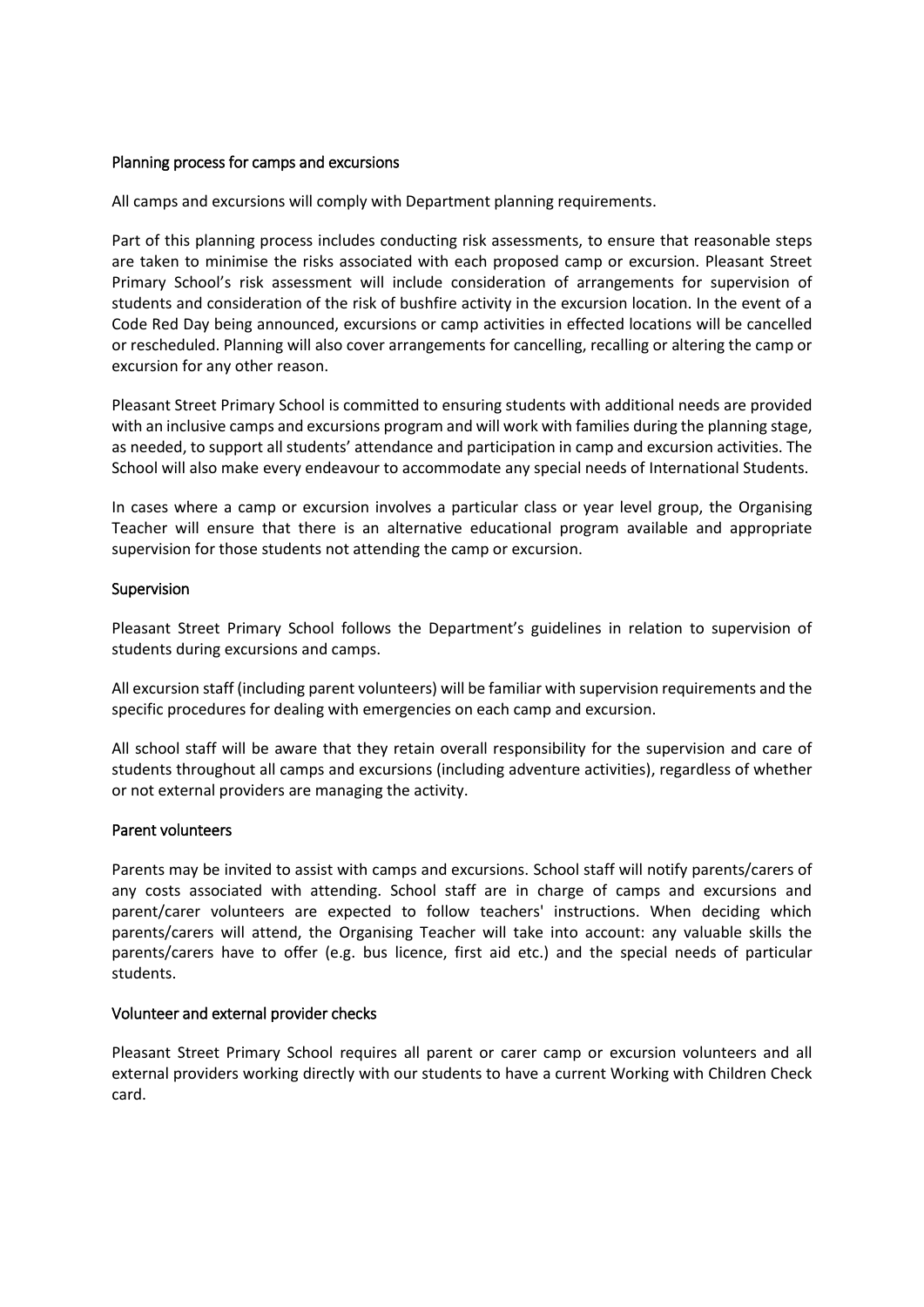## Planning process for camps and excursions

All camps and excursions will comply with Department planning requirements.

Part of this planning process includes conducting risk assessments, to ensure that reasonable steps are taken to minimise the risks associated with each proposed camp or excursion. Pleasant Street Primary School's risk assessment will include consideration of arrangements for supervision of students and consideration of the risk of bushfire activity in the excursion location. In the event of a Code Red Day being announced, excursions or camp activities in effected locations will be cancelled or rescheduled. Planning will also cover arrangements for cancelling, recalling or altering the camp or excursion for any other reason.

Pleasant Street Primary School is committed to ensuring students with additional needs are provided with an inclusive camps and excursions program and will work with families during the planning stage, as needed, to support all students' attendance and participation in camp and excursion activities. The School will also make every endeavour to accommodate any special needs of International Students.

In cases where a camp or excursion involves a particular class or year level group, the Organising Teacher will ensure that there is an alternative educational program available and appropriate supervision for those students not attending the camp or excursion.

## Supervision

Pleasant Street Primary School follows the Department's guidelines in relation to supervision of students during excursions and camps.

All excursion staff (including parent volunteers) will be familiar with supervision requirements and the specific procedures for dealing with emergencies on each camp and excursion.

All school staff will be aware that they retain overall responsibility for the supervision and care of students throughout all camps and excursions (including adventure activities), regardless of whether or not external providers are managing the activity.

## Parent volunteers

Parents may be invited to assist with camps and excursions. School staff will notify parents/carers of any costs associated with attending. School staff are in charge of camps and excursions and parent/carer volunteers are expected to follow teachers' instructions. When deciding which parents/carers will attend, the Organising Teacher will take into account: any valuable skills the parents/carers have to offer (e.g. bus licence, first aid etc.) and the special needs of particular students.

## Volunteer and external provider checks

Pleasant Street Primary School requires all parent or carer camp or excursion volunteers and all external providers working directly with our students to have a current Working with Children Check card.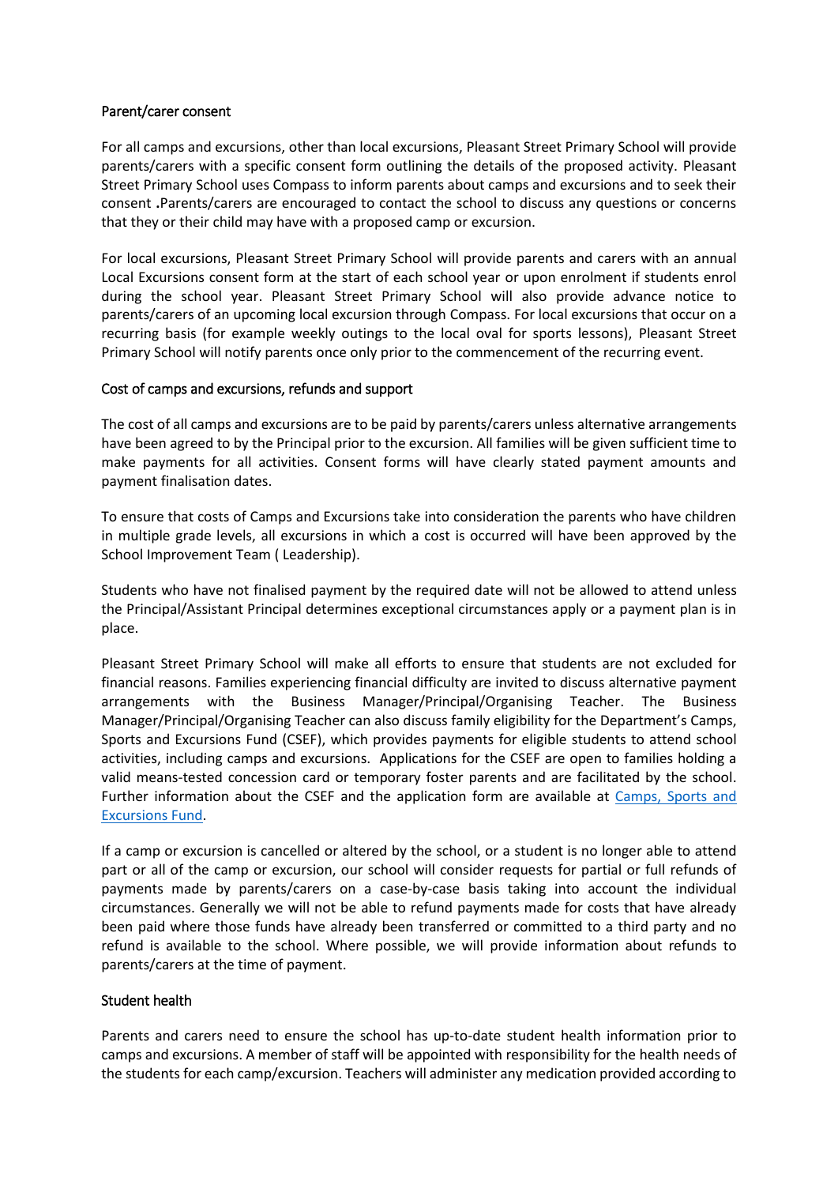### Parent/carer consent

For all camps and excursions, other than local excursions, Pleasant Street Primary School will provide parents/carers with a specific consent form outlining the details of the proposed activity. Pleasant Street Primary School uses Compass to inform parents about camps and excursions and to seek their consent .Parents/carers are encouraged to contact the school to discuss any questions or concerns that they or their child may have with a proposed camp or excursion.

For local excursions, Pleasant Street Primary School will provide parents and carers with an annual Local Excursions consent form at the start of each school year or upon enrolment if students enrol during the school year. Pleasant Street Primary School will also provide advance notice to parents/carers of an upcoming local excursion through Compass. For local excursions that occur on a recurring basis (for example weekly outings to the local oval for sports lessons), Pleasant Street Primary School will notify parents once only prior to the commencement of the recurring event.

### Cost of camps and excursions, refunds and support

The cost of all camps and excursions are to be paid by parents/carers unless alternative arrangements have been agreed to by the Principal prior to the excursion. All families will be given sufficient time to make payments for all activities. Consent forms will have clearly stated payment amounts and payment finalisation dates.

To ensure that costs of Camps and Excursions take into consideration the parents who have children in multiple grade levels, all excursions in which a cost is occurred will have been approved by the School Improvement Team ( Leadership).

Students who have not finalised payment by the required date will not be allowed to attend unless the Principal/Assistant Principal determines exceptional circumstances apply or a payment plan is in place.

Pleasant Street Primary School will make all efforts to ensure that students are not excluded for financial reasons. Families experiencing financial difficulty are invited to discuss alternative payment arrangements with the Business Manager/Principal/Organising Teacher. The Business Manager/Principal/Organising Teacher can also discuss family eligibility for the Department's Camps, Sports and Excursions Fund (CSEF), which provides payments for eligible students to attend school activities, including camps and excursions. Applications for the CSEF are open to families holding a valid means-tested concession card or temporary foster parents and are facilitated by the school. Further information about the CSEF and the application form are available at Camps, Sports and Excursions Fund.

If a camp or excursion is cancelled or altered by the school, or a student is no longer able to attend part or all of the camp or excursion, our school will consider requests for partial or full refunds of payments made by parents/carers on a case-by-case basis taking into account the individual circumstances. Generally we will not be able to refund payments made for costs that have already been paid where those funds have already been transferred or committed to a third party and no refund is available to the school. Where possible, we will provide information about refunds to parents/carers at the time of payment.

### Student health

Parents and carers need to ensure the school has up-to-date student health information prior to camps and excursions. A member of staff will be appointed with responsibility for the health needs of the students for each camp/excursion. Teachers will administer any medication provided according to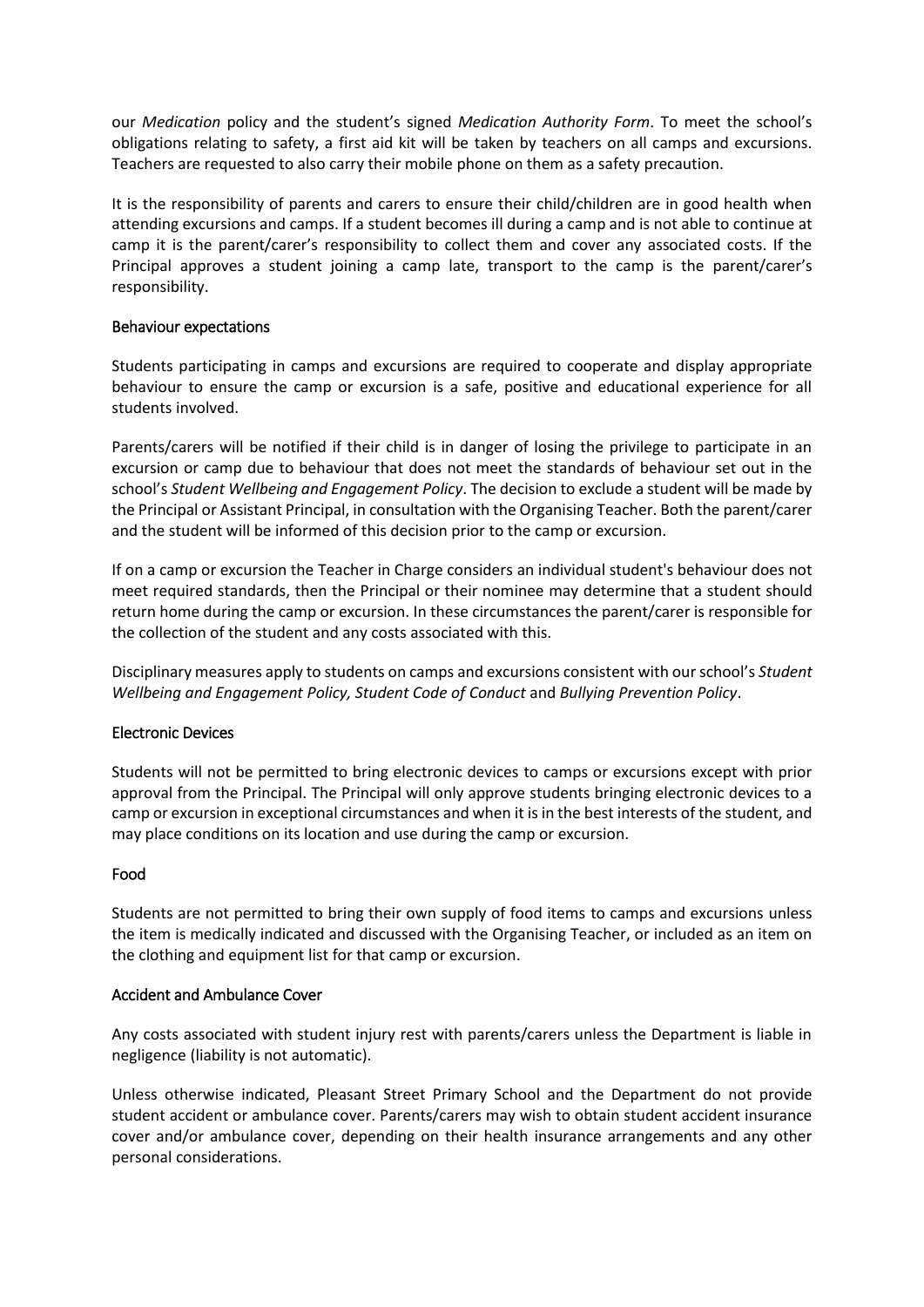our *Medication* policy and the student's signed *Medication Authority Form*. To meet the school's obligations relating to safety, a first aid kit will be taken by teachers on all camps and excursions. Teachers are requested to also carry their mobile phone on them as a safety precaution.

It is the responsibility of parents and carers to ensure their child/children are in good health when attending excursions and camps. If a student becomes ill during a camp and is not able to continue at camp it is the parent/carer's responsibility to collect them and cover any associated costs. If the Principal approves a student joining a camp late, transport to the camp is the parent/carer's responsibility.

### Behaviour expectations

Students participating in camps and excursions are required to cooperate and display appropriate behaviour to ensure the camp or excursion is a safe, positive and educational experience for all students involved.

Parents/carers will be notified if their child is in danger of losing the privilege to participate in an excursion or camp due to behaviour that does not meet the standards of behaviour set out in the school's *Student Wellbeing and Engagement Policy*. The decision to exclude a student will be made by the Principal or Assistant Principal, in consultation with the Organising Teacher. Both the parent/carer and the student will be informed of this decision prior to the camp or excursion.

If on a camp or excursion the Teacher in Charge considers an individual student's behaviour does not meet required standards, then the Principal or their nominee may determine that a student should return home during the camp or excursion. In these circumstances the parent/carer is responsible for the collection of the student and any costs associated with this.

Disciplinary measures apply to students on camps and excursions consistent with our school's *Student Wellbeing and Engagement Policy, Student Code of Conduct* and *Bullying Prevention Policy*.

### Electronic Devices

Students will not be permitted to bring electronic devices to camps or excursions except with prior approval from the Principal. The Principal will only approve students bringing electronic devices to a camp or excursion in exceptional circumstances and when it is in the best interests of the student, and may place conditions on its location and use during the camp or excursion.

### Food

Students are not permitted to bring their own supply of food items to camps and excursions unless the item is medically indicated and discussed with the Organising Teacher, or included as an item on the clothing and equipment list for that camp or excursion.

### Accident and Ambulance Cover

Any costs associated with student injury rest with parents/carers unless the Department is liable in negligence (liability is not automatic).

Unless otherwise indicated, Pleasant Street Primary School and the Department do not provide student accident or ambulance cover. Parents/carers may wish to obtain student accident insurance cover and/or ambulance cover, depending on their health insurance arrangements and any other personal considerations.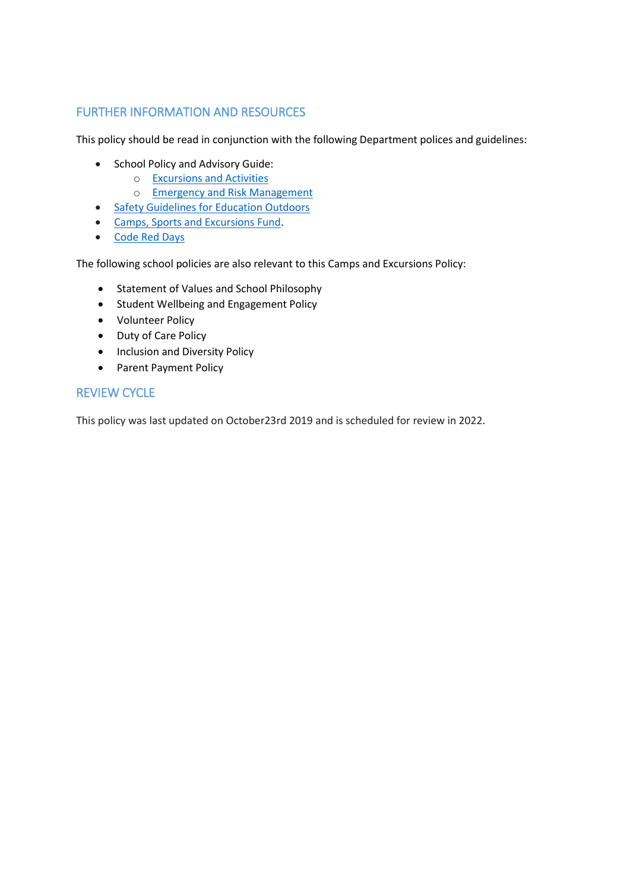## FURTHER INFORMATION AND RESOURCES

This policy should be read in conjunction with the following Department polices and guidelines:

- School Policy and Advisory Guide:
    - Excursions and Activities
    - Emergency and Risk Management
- Safety Guidelines for Education Outdoors
- Camps, Sports and Excursions Fund.
- Code Red Days

The following school policies are also relevant to this Camps and Excursions Policy:

- Statement of Values and School Philosophy
- Student Wellbeing and Engagement Policy
- Volunteer Policy
- Duty of Care Policy
- Inclusion and Diversity Policy
- Parent Payment Policy

## REVIEW CYCLE

This policy was last updated on October23rd 2019 and is scheduled for review in 2022.